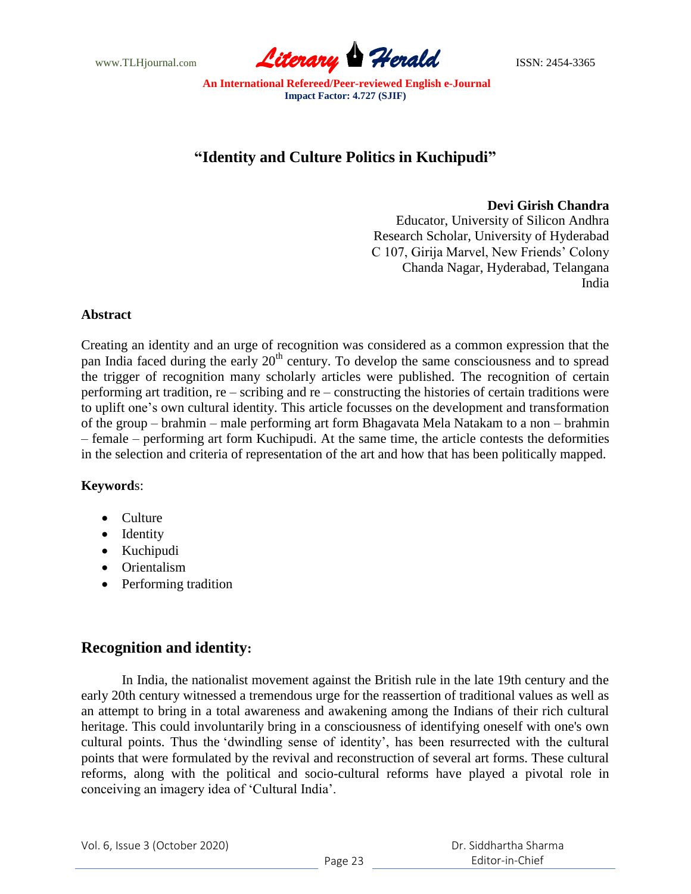# "Identity and Culture Politics in Kuchipudi"

**Devi Girish Chandra**
Educator, University of Silicon Andhra
Research Scholar, University of Hyderabad
C 107, Girija Marvel, New Friends' Colony
Chanda Nagar, Hyderabad, Telangana
India

### Abstract

Creating an identity and an urge of recognition was considered as a common expression that the pan India faced during the early 20th century. To develop the same consciousness and to spread the trigger of recognition many scholarly articles were published. The recognition of certain performing art tradition, re – scribing and re – constructing the histories of certain traditions were to uplift one's own cultural identity. This article focusses on the development and transformation of the group – brahmin – male performing art form Bhagavata Mela Natakam to a non – brahmin – female – performing art form Kuchipudi. At the same time, the article contests the deformities in the selection and criteria of representation of the art and how that has been politically mapped.

**Keywords**:

- Culture
- Identity
- Kuchipudi
- Orientalism
- Performing tradition

## Recognition and identity:

In India, the nationalist movement against the British rule in the late 19th century and the early 20th century witnessed a tremendous urge for the reassertion of traditional values as well as an attempt to bring in a total awareness and awakening among the Indians of their rich cultural heritage. This could involuntarily bring in a consciousness of identifying oneself with one's own cultural points. Thus the 'dwindling sense of identity', has been resurrected with the cultural points that were formulated by the revival and reconstruction of several art forms. These cultural reforms, along with the political and socio-cultural reforms have played a pivotal role in conceiving an imagery idea of 'Cultural India'.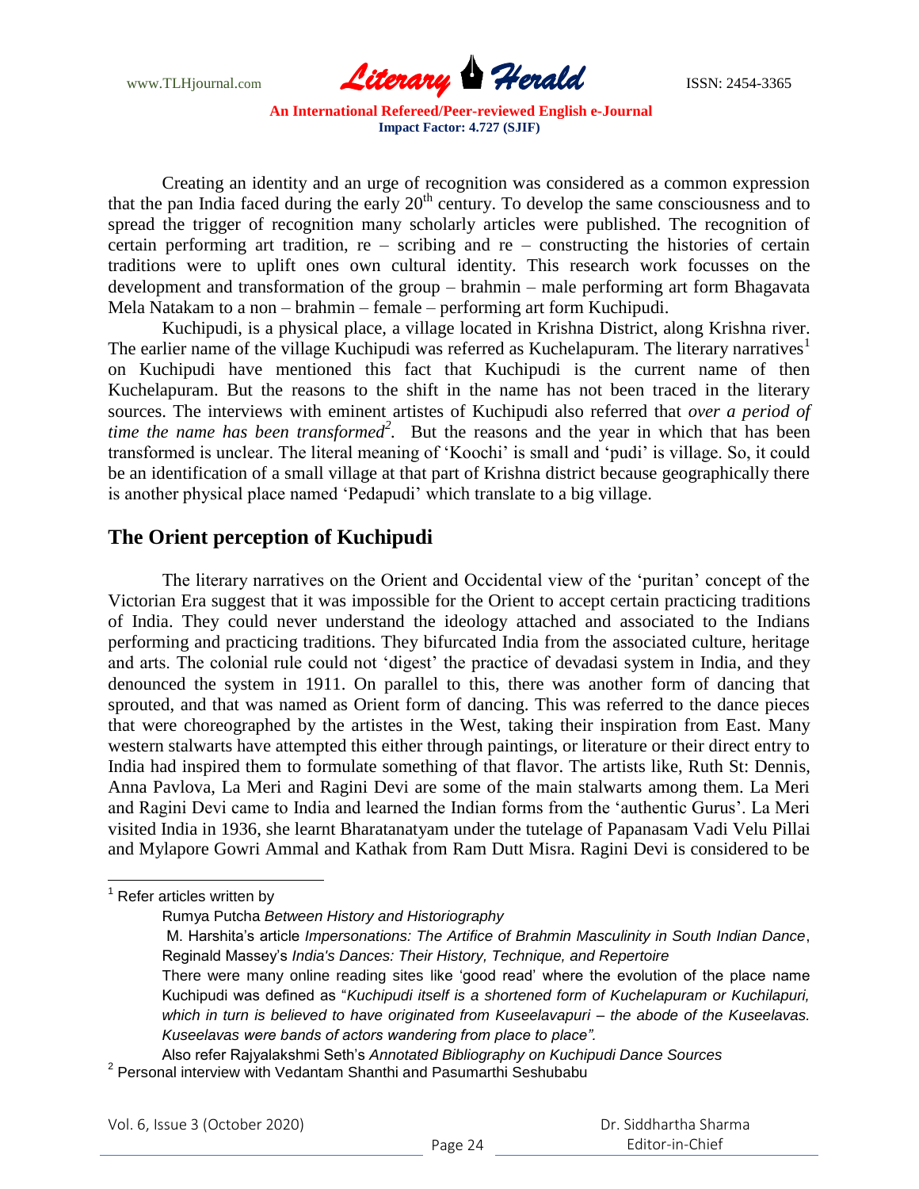Creating an identity and an urge of recognition was considered as a common expression that the pan India faced during the early 20th century. To develop the same consciousness and to spread the trigger of recognition many scholarly articles were published. The recognition of certain performing art tradition, re – scribing and re – constructing the histories of certain traditions were to uplift ones own cultural identity. This research work focusses on the development and transformation of the group – brahmin – male performing art form Bhagavata Mela Natakam to a non – brahmin – female – performing art form Kuchipudi.

Kuchipudi, is a physical place, a village located in Krishna District, along Krishna river. The earlier name of the village Kuchipudi was referred as Kuchelapuram. The literary narratives[1] on Kuchipudi have mentioned this fact that Kuchipudi is the current name of then Kuchelapuram. But the reasons to the shift in the name has not been traced in the literary sources. The interviews with eminent artistes of Kuchipudi also referred that *over a period of time the name has been transformed[2].* But the reasons and the year in which that has been transformed is unclear. The literal meaning of 'Koochi' is small and 'pudi' is village. So, it could be an identification of a small village at that part of Krishna district because geographically there is another physical place named 'Pedapudi' which translate to a big village.

## The Orient perception of Kuchipudi

The literary narratives on the Orient and Occidental view of the 'puritan' concept of the Victorian Era suggest that it was impossible for the Orient to accept certain practicing traditions of India. They could never understand the ideology attached and associated to the Indians performing and practicing traditions. They bifurcated India from the associated culture, heritage and arts. The colonial rule could not 'digest' the practice of devadasi system in India, and they denounced the system in 1911. On parallel to this, there was another form of dancing that sprouted, and that was named as Orient form of dancing. This was referred to the dance pieces that were choreographed by the artistes in the West, taking their inspiration from East. Many western stalwarts have attempted this either through paintings, or literature or their direct entry to India had inspired them to formulate something of that flavor. The artists like, Ruth St: Dennis, Anna Pavlova, La Meri and Ragini Devi are some of the main stalwarts among them. La Meri and Ragini Devi came to India and learned the Indian forms from the 'authentic Gurus'. La Meri visited India in 1936, she learnt Bharatanatyam under the tutelage of Papanasam Vadi Velu Pillai and Mylapore Gowri Ammal and Kathak from Ram Dutt Misra. Ragini Devi is considered to be

---

[1] Refer articles written by

Rumya Putcha *Between History and Historiography*

M. Harshita's article *Impersonations: The Artifice of Brahmin Masculinity in South Indian Dance*, Reginald Massey's *India's Dances: Their History, Technique, and Repertoire*

There were many online reading sites like 'good read' where the evolution of the place name Kuchipudi was defined as "*Kuchipudi itself is a shortened form of Kuchelapuram or Kuchilapuri, which in turn is believed to have originated from Kuseelavapuri – the abode of the Kuseelavas. Kuseelavas were bands of actors wandering from place to place".*

Also refer Rajyalakshmi Seth's *Annotated Bibliography on Kuchipudi Dance Sources*

[2] Personal interview with Vedantam Shanthi and Pasumarthi Seshubabu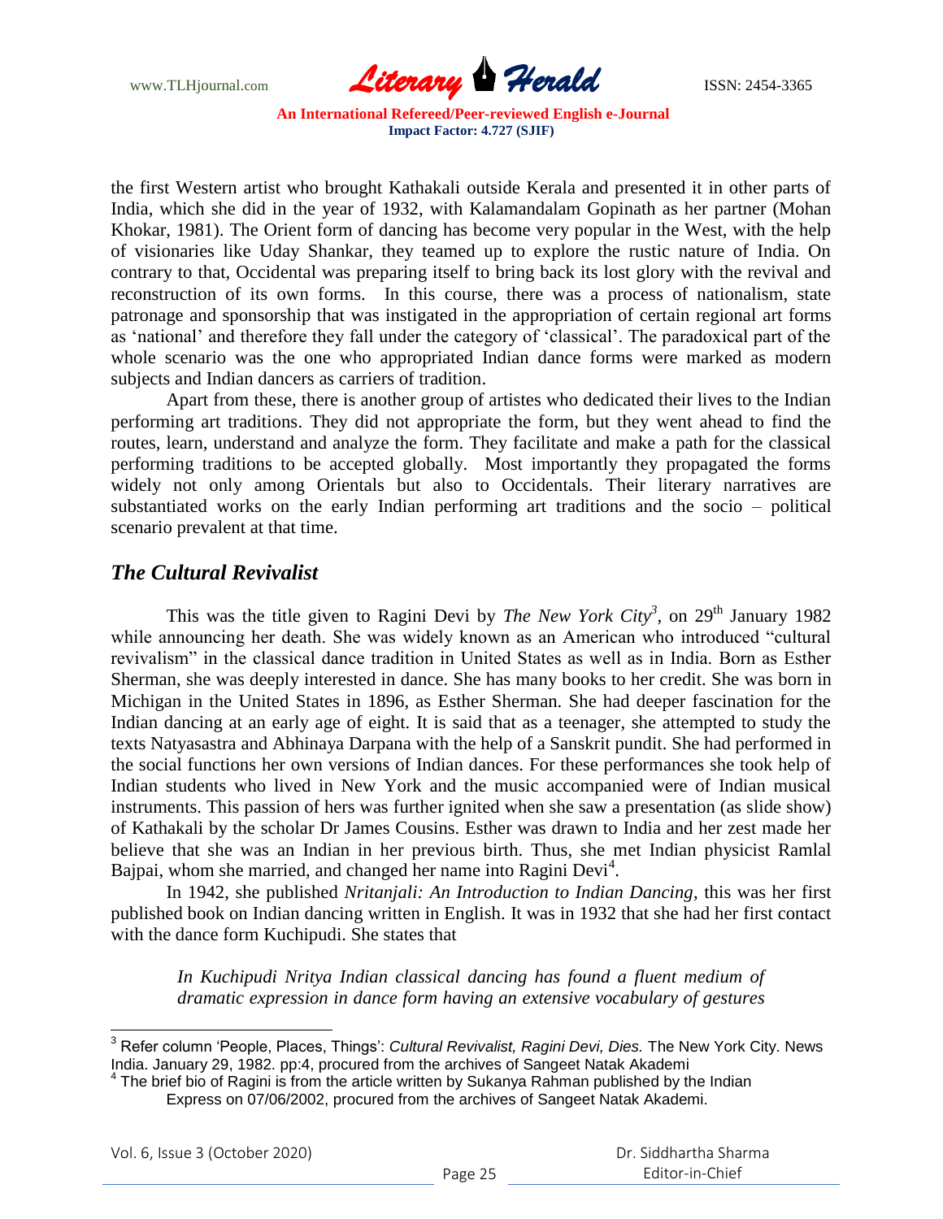the first Western artist who brought Kathakali outside Kerala and presented it in other parts of India, which she did in the year of 1932, with Kalamandalam Gopinath as her partner (Mohan Khokar, 1981). The Orient form of dancing has become very popular in the West, with the help of visionaries like Uday Shankar, they teamed up to explore the rustic nature of India. On contrary to that, Occidental was preparing itself to bring back its lost glory with the revival and reconstruction of its own forms. In this course, there was a process of nationalism, state patronage and sponsorship that was instigated in the appropriation of certain regional art forms as 'national' and therefore they fall under the category of 'classical'. The paradoxical part of the whole scenario was the one who appropriated Indian dance forms were marked as modern subjects and Indian dancers as carriers of tradition.

Apart from these, there is another group of artistes who dedicated their lives to the Indian performing art traditions. They did not appropriate the form, but they went ahead to find the routes, learn, understand and analyze the form. They facilitate and make a path for the classical performing traditions to be accepted globally. Most importantly they propagated the forms widely not only among Orientals but also to Occidentals. Their literary narratives are substantiated works on the early Indian performing art traditions and the socio – political scenario prevalent at that time.

## *The Cultural Revivalist*

This was the title given to Ragini Devi by *The New York City*[3], on 29th January 1982 while announcing her death. She was widely known as an American who introduced "cultural revivalism" in the classical dance tradition in United States as well as in India. Born as Esther Sherman, she was deeply interested in dance. She has many books to her credit. She was born in Michigan in the United States in 1896, as Esther Sherman. She had deeper fascination for the Indian dancing at an early age of eight. It is said that as a teenager, she attempted to study the texts Natyasastra and Abhinaya Darpana with the help of a Sanskrit pundit. She had performed in the social functions her own versions of Indian dances. For these performances she took help of Indian students who lived in New York and the music accompanied were of Indian musical instruments. This passion of hers was further ignited when she saw a presentation (as slide show) of Kathakali by the scholar Dr James Cousins. Esther was drawn to India and her zest made her believe that she was an Indian in her previous birth. Thus, she met Indian physicist Ramlal Bajpai, whom she married, and changed her name into Ragini Devi[4].

In 1942, she published *Nritanjali: An Introduction to Indian Dancing*, this was her first published book on Indian dancing written in English. It was in 1932 that she had her first contact with the dance form Kuchipudi. She states that

> *In Kuchipudi Nritya Indian classical dancing has found a fluent medium of dramatic expression in dance form having an extensive vocabulary of gestures*

---

[3] Refer column 'People, Places, Things': *Cultural Revivalist, Ragini Devi, Dies.* The New York City. News India. January 29, 1982. pp:4, procured from the archives of Sangeet Natak Akademi

[4] The brief bio of Ragini is from the article written by Sukanya Rahman published by the Indian Express on 07/06/2002, procured from the archives of Sangeet Natak Akademi.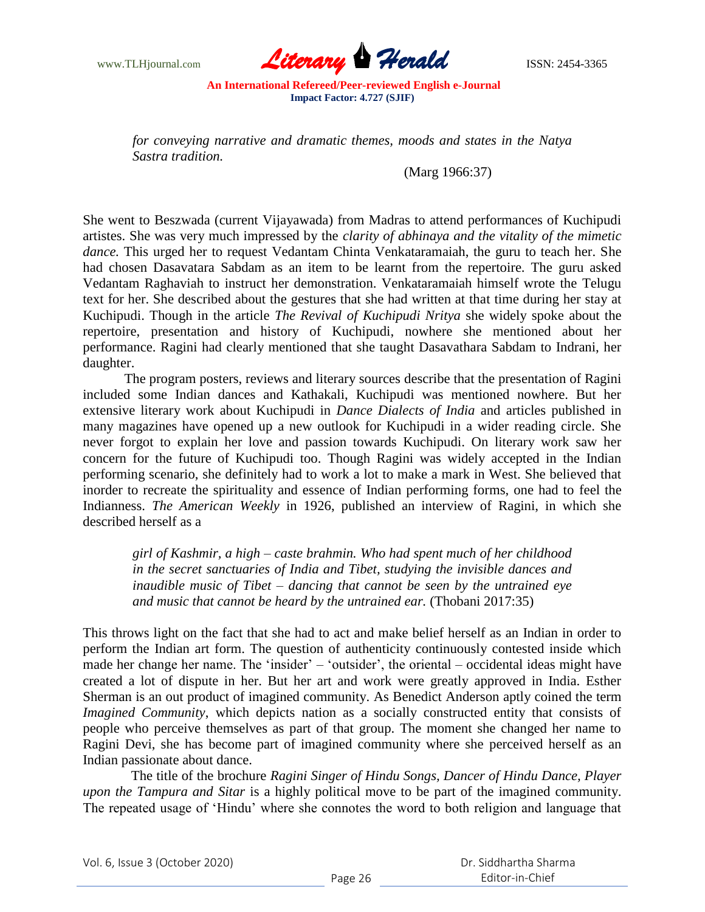*for conveying narrative and dramatic themes, moods and states in the Natya Sastra tradition.*

(Marg 1966:37)

She went to Beszwada (current Vijayawada) from Madras to attend performances of Kuchipudi artistes. She was very much impressed by the *clarity of abhinaya and the vitality of the mimetic dance.* This urged her to request Vedantam Chinta Venkataramaiah, the guru to teach her. She had chosen Dasavatara Sabdam as an item to be learnt from the repertoire. The guru asked Vedantam Raghaviah to instruct her demonstration. Venkataramaiah himself wrote the Telugu text for her. She described about the gestures that she had written at that time during her stay at Kuchipudi. Though in the article *The Revival of Kuchipudi Nritya* she widely spoke about the repertoire, presentation and history of Kuchipudi, nowhere she mentioned about her performance. Ragini had clearly mentioned that she taught Dasavathara Sabdam to Indrani, her daughter.

The program posters, reviews and literary sources describe that the presentation of Ragini included some Indian dances and Kathakali, Kuchipudi was mentioned nowhere. But her extensive literary work about Kuchipudi in *Dance Dialects of India* and articles published in many magazines have opened up a new outlook for Kuchipudi in a wider reading circle. She never forgot to explain her love and passion towards Kuchipudi. On literary work saw her concern for the future of Kuchipudi too. Though Ragini was widely accepted in the Indian performing scenario, she definitely had to work a lot to make a mark in West. She believed that inorder to recreate the spirituality and essence of Indian performing forms, one had to feel the Indianness. *The American Weekly* in 1926, published an interview of Ragini, in which she described herself as a

> *girl of Kashmir, a high – caste brahmin. Who had spent much of her childhood in the secret sanctuaries of India and Tibet, studying the invisible dances and inaudible music of Tibet – dancing that cannot be seen by the untrained eye and music that cannot be heard by the untrained ear.* (Thobani 2017:35)

This throws light on the fact that she had to act and make belief herself as an Indian in order to perform the Indian art form. The question of authenticity continuously contested inside which made her change her name. The 'insider' – 'outsider', the oriental – occidental ideas might have created a lot of dispute in her. But her art and work were greatly approved in India. Esther Sherman is an out product of imagined community. As Benedict Anderson aptly coined the term *Imagined Community*, which depicts nation as a socially constructed entity that consists of people who perceive themselves as part of that group. The moment she changed her name to Ragini Devi, she has become part of imagined community where she perceived herself as an Indian passionate about dance.

The title of the brochure *Ragini Singer of Hindu Songs, Dancer of Hindu Dance, Player upon the Tampura and Sitar* is a highly political move to be part of the imagined community. The repeated usage of 'Hindu' where she connotes the word to both religion and language that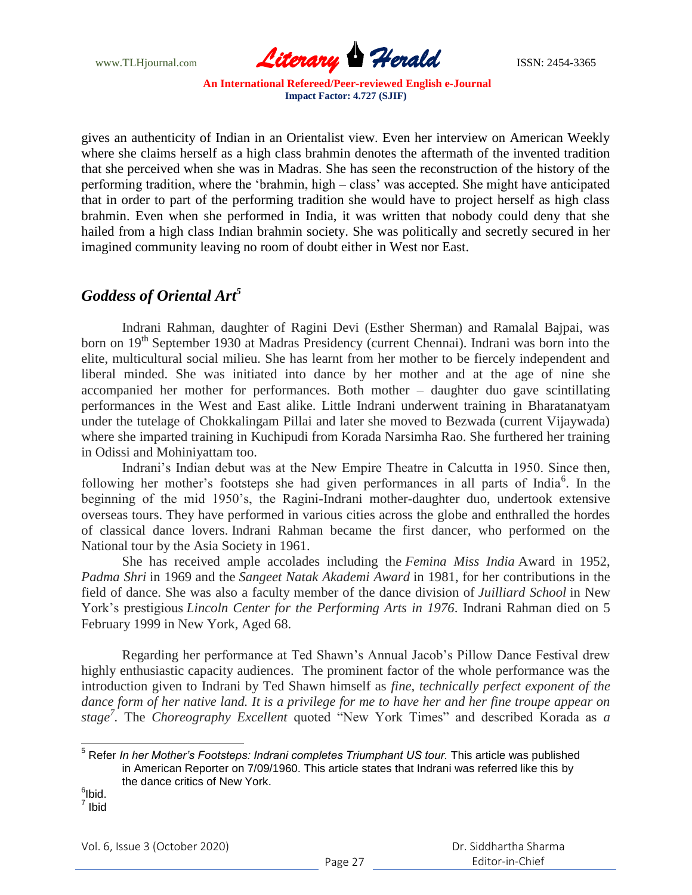gives an authenticity of Indian in an Orientalist view. Even her interview on American Weekly where she claims herself as a high class brahmin denotes the aftermath of the invented tradition that she perceived when she was in Madras. She has seen the reconstruction of the history of the performing tradition, where the 'brahmin, high – class' was accepted. She might have anticipated that in order to part of the performing tradition she would have to project herself as high class brahmin. Even when she performed in India, it was written that nobody could deny that she hailed from a high class Indian brahmin society. She was politically and secretly secured in her imagined community leaving no room of doubt either in West nor East.

## *Goddess of Oriental Art*[5]

Indrani Rahman, daughter of Ragini Devi (Esther Sherman) and Ramalal Bajpai, was born on 19th September 1930 at Madras Presidency (current Chennai). Indrani was born into the elite, multicultural social milieu. She has learnt from her mother to be fiercely independent and liberal minded. She was initiated into dance by her mother and at the age of nine she accompanied her mother for performances. Both mother – daughter duo gave scintillating performances in the West and East alike. Little Indrani underwent training in Bharatanatyam under the tutelage of Chokkalingam Pillai and later she moved to Bezwada (current Vijaywada) where she imparted training in Kuchipudi from Korada Narsimha Rao. She furthered her training in Odissi and Mohiniyattam too.

Indrani's Indian debut was at the New Empire Theatre in Calcutta in 1950. Since then, following her mother's footsteps she had given performances in all parts of India[6]. In the beginning of the mid 1950's, the Ragini-Indrani mother-daughter duo, undertook extensive overseas tours. They have performed in various cities across the globe and enthralled the hordes of classical dance lovers. Indrani Rahman became the first dancer, who performed on the National tour by the Asia Society in 1961.

She has received ample accolades including the *Femina Miss India* Award in 1952, *Padma Shri* in 1969 and the *Sangeet Natak Akademi Award* in 1981, for her contributions in the field of dance. She was also a faculty member of the dance division of *Juilliard School* in New York's prestigious *Lincoln Center for the Performing Arts in 1976*. Indrani Rahman died on 5 February 1999 in New York, Aged 68.

Regarding her performance at Ted Shawn's Annual Jacob's Pillow Dance Festival drew highly enthusiastic capacity audiences. The prominent factor of the whole performance was the introduction given to Indrani by Ted Shawn himself as *fine, technically perfect exponent of the dance form of her native land. It is a privilege for me to have her and her fine troupe appear on stage*[7]. The *Choreography Excellent* quoted "New York Times" and described Korada as *a*

---

[5] Refer *In her Mother's Footsteps: Indrani completes Triumphant US tour.* This article was published in American Reporter on 7/09/1960. This article states that Indrani was referred like this by the dance critics of New York.

[6] Ibid.

[7] Ibid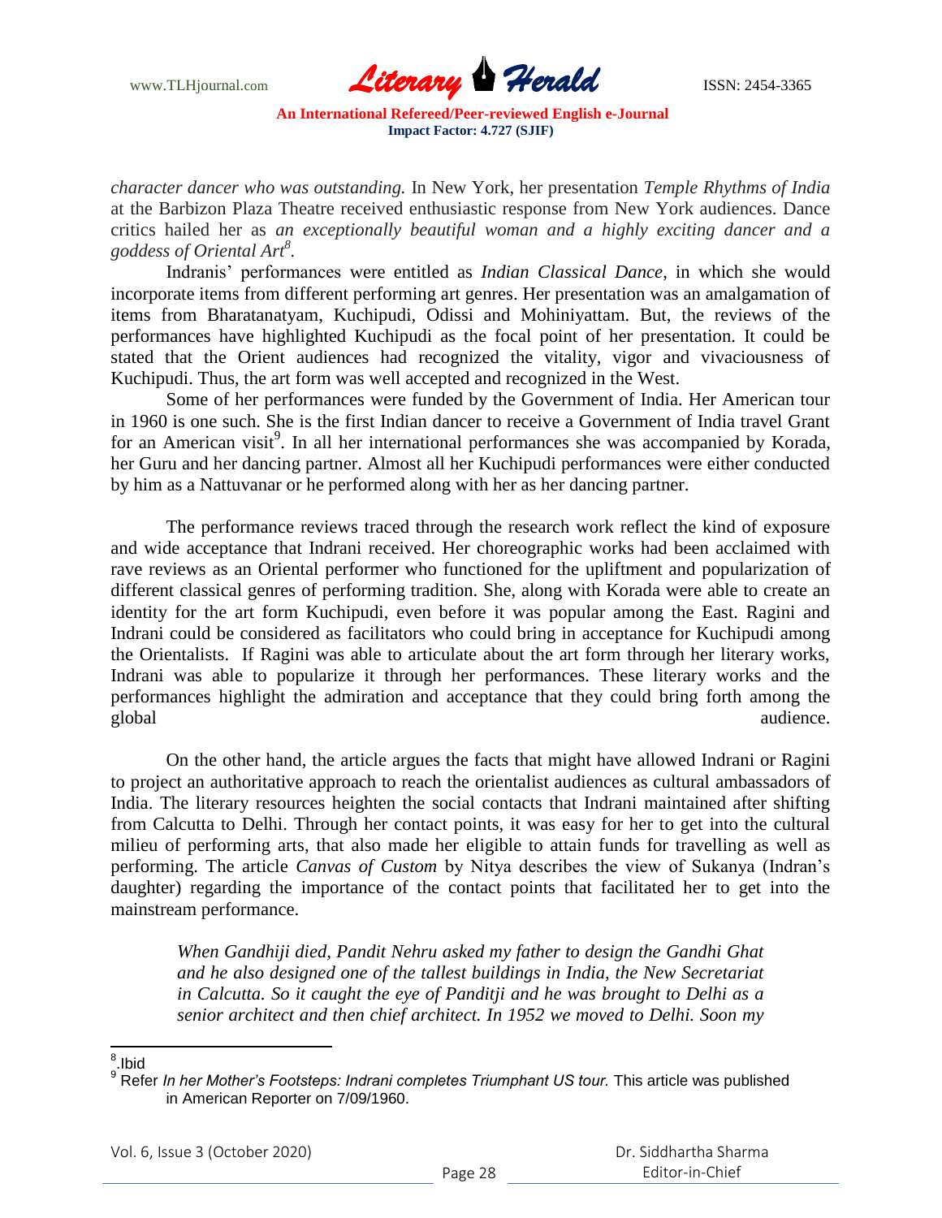*character dancer who was outstanding.* In New York, her presentation *Temple Rhythms of India* at the Barbizon Plaza Theatre received enthusiastic response from New York audiences. Dance critics hailed her as *an exceptionally beautiful woman and a highly exciting dancer and a goddess of Oriental Art*[8].

Indranis' performances were entitled as *Indian Classical Dance*, in which she would incorporate items from different performing art genres. Her presentation was an amalgamation of items from Bharatanatyam, Kuchipudi, Odissi and Mohiniyattam. But, the reviews of the performances have highlighted Kuchipudi as the focal point of her presentation. It could be stated that the Orient audiences had recognized the vitality, vigor and vivaciousness of Kuchipudi. Thus, the art form was well accepted and recognized in the West.

Some of her performances were funded by the Government of India. Her American tour in 1960 is one such. She is the first Indian dancer to receive a Government of India travel Grant for an American visit[9]. In all her international performances she was accompanied by Korada, her Guru and her dancing partner. Almost all her Kuchipudi performances were either conducted by him as a Nattuvanar or he performed along with her as her dancing partner.

The performance reviews traced through the research work reflect the kind of exposure and wide acceptance that Indrani received. Her choreographic works had been acclaimed with rave reviews as an Oriental performer who functioned for the upliftment and popularization of different classical genres of performing tradition. She, along with Korada were able to create an identity for the art form Kuchipudi, even before it was popular among the East. Ragini and Indrani could be considered as facilitators who could bring in acceptance for Kuchipudi among the Orientalists. If Ragini was able to articulate about the art form through her literary works, Indrani was able to popularize it through her performances. These literary works and the performances highlight the admiration and acceptance that they could bring forth among the global audience.

On the other hand, the article argues the facts that might have allowed Indrani or Ragini to project an authoritative approach to reach the orientalist audiences as cultural ambassadors of India. The literary resources heighten the social contacts that Indrani maintained after shifting from Calcutta to Delhi. Through her contact points, it was easy for her to get into the cultural milieu of performing arts, that also made her eligible to attain funds for travelling as well as performing. The article *Canvas of Custom* by Nitya describes the view of Sukanya (Indran's daughter) regarding the importance of the contact points that facilitated her to get into the mainstream performance.

> *When Gandhiji died, Pandit Nehru asked my father to design the Gandhi Ghat and he also designed one of the tallest buildings in India, the New Secretariat in Calcutta. So it caught the eye of Panditji and he was brought to Delhi as a senior architect and then chief architect. In 1952 we moved to Delhi. Soon my*

---

[8] .Ibid

[9] Refer *In her Mother's Footsteps: Indrani completes Triumphant US tour.* This article was published in American Reporter on 7/09/1960.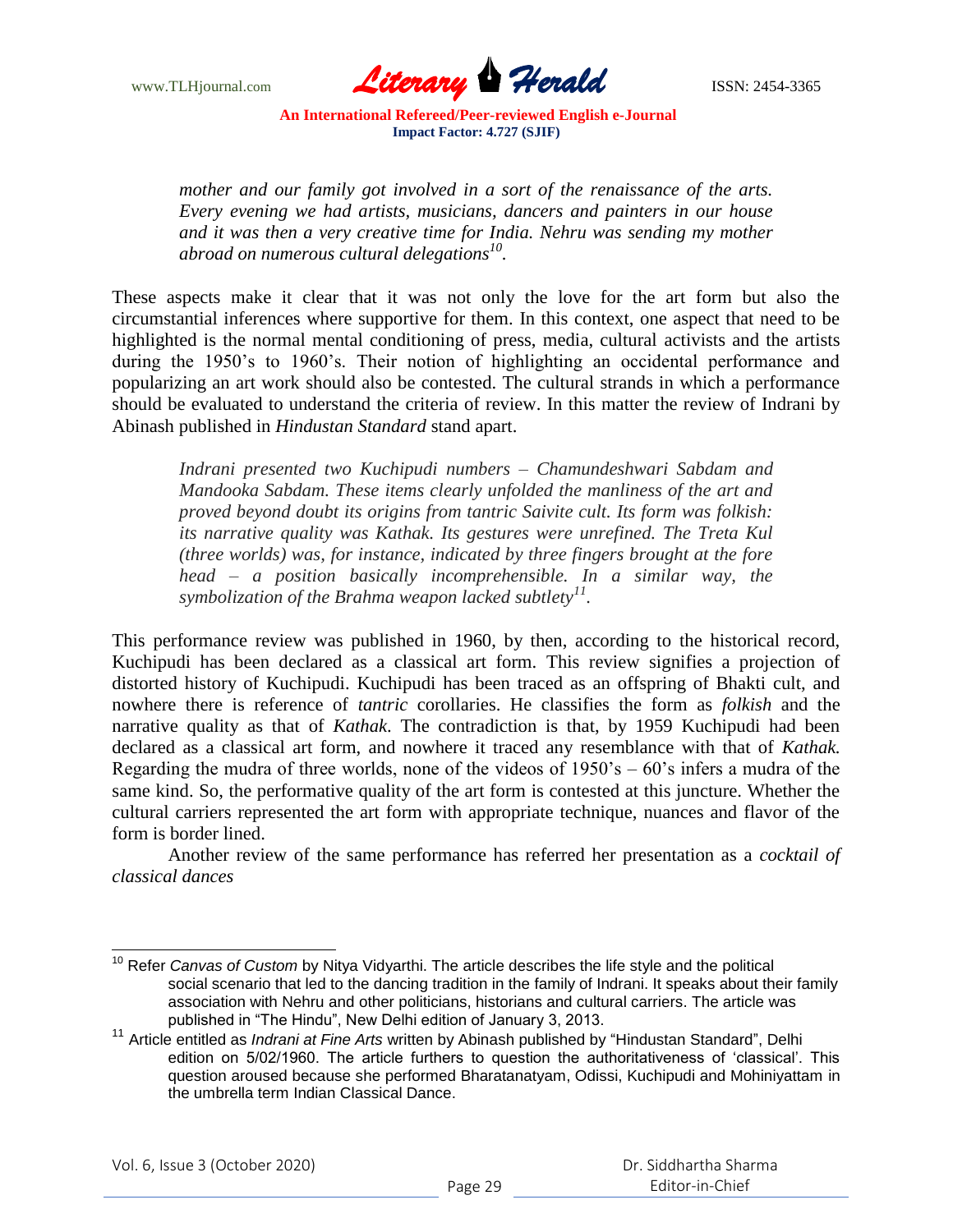> *mother and our family got involved in a sort of the renaissance of the arts. Every evening we had artists, musicians, dancers and painters in our house and it was then a very creative time for India. Nehru was sending my mother abroad on numerous cultural delegations*[10].

These aspects make it clear that it was not only the love for the art form but also the circumstantial inferences where supportive for them. In this context, one aspect that need to be highlighted is the normal mental conditioning of press, media, cultural activists and the artists during the 1950's to 1960's. Their notion of highlighting an occidental performance and popularizing an art work should also be contested. The cultural strands in which a performance should be evaluated to understand the criteria of review. In this matter the review of Indrani by Abinash published in *Hindustan Standard* stand apart.

> *Indrani presented two Kuchipudi numbers – Chamundeshwari Sabdam and Mandooka Sabdam. These items clearly unfolded the manliness of the art and proved beyond doubt its origins from tantric Saivite cult. Its form was folkish: its narrative quality was Kathak. Its gestures were unrefined. The Treta Kul (three worlds) was, for instance, indicated by three fingers brought at the fore head – a position basically incomprehensible. In a similar way, the symbolization of the Brahma weapon lacked subtlety*[11].

This performance review was published in 1960, by then, according to the historical record, Kuchipudi has been declared as a classical art form. This review signifies a projection of distorted history of Kuchipudi. Kuchipudi has been traced as an offspring of Bhakti cult, and nowhere there is reference of *tantric* corollaries. He classifies the form as *folkish* and the narrative quality as that of *Kathak*. The contradiction is that, by 1959 Kuchipudi had been declared as a classical art form, and nowhere it traced any resemblance with that of *Kathak.* Regarding the mudra of three worlds, none of the videos of 1950's – 60's infers a mudra of the same kind. So, the performative quality of the art form is contested at this juncture. Whether the cultural carriers represented the art form with appropriate technique, nuances and flavor of the form is border lined.

Another review of the same performance has referred her presentation as a *cocktail of classical dances*

---

[10] Refer *Canvas of Custom* by Nitya Vidyarthi. The article describes the life style and the political social scenario that led to the dancing tradition in the family of Indrani. It speaks about their family association with Nehru and other politicians, historians and cultural carriers. The article was published in "The Hindu", New Delhi edition of January 3, 2013.

[11] Article entitled as *Indrani at Fine Arts* written by Abinash published by "Hindustan Standard", Delhi edition on 5/02/1960. The article furthers to question the authoritativeness of 'classical'. This question aroused because she performed Bharatanatyam, Odissi, Kuchipudi and Mohiniyattam in the umbrella term Indian Classical Dance.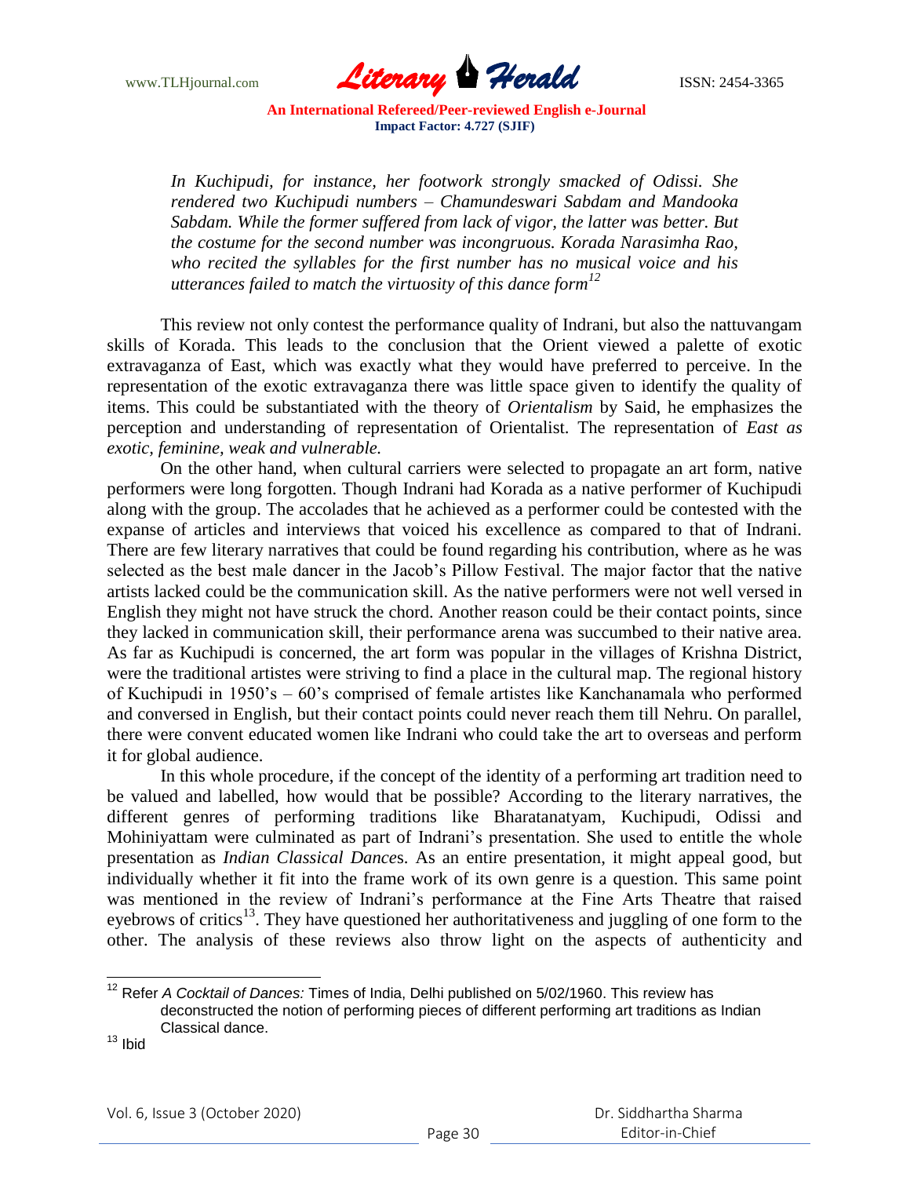> *In Kuchipudi, for instance, her footwork strongly smacked of Odissi. She rendered two Kuchipudi numbers – Chamundeswari Sabdam and Mandooka Sabdam. While the former suffered from lack of vigor, the latter was better. But the costume for the second number was incongruous. Korada Narasimha Rao, who recited the syllables for the first number has no musical voice and his utterances failed to match the virtuosity of this dance form*[12]

This review not only contest the performance quality of Indrani, but also the nattuvangam skills of Korada. This leads to the conclusion that the Orient viewed a palette of exotic extravaganza of East, which was exactly what they would have preferred to perceive. In the representation of the exotic extravaganza there was little space given to identify the quality of items. This could be substantiated with the theory of *Orientalism* by Said, he emphasizes the perception and understanding of representation of Orientalist. The representation of *East as exotic, feminine, weak and vulnerable.*

On the other hand, when cultural carriers were selected to propagate an art form, native performers were long forgotten. Though Indrani had Korada as a native performer of Kuchipudi along with the group. The accolades that he achieved as a performer could be contested with the expanse of articles and interviews that voiced his excellence as compared to that of Indrani. There are few literary narratives that could be found regarding his contribution, where as he was selected as the best male dancer in the Jacob's Pillow Festival. The major factor that the native artists lacked could be the communication skill. As the native performers were not well versed in English they might not have struck the chord. Another reason could be their contact points, since they lacked in communication skill, their performance arena was succumbed to their native area. As far as Kuchipudi is concerned, the art form was popular in the villages of Krishna District, were the traditional artistes were striving to find a place in the cultural map. The regional history of Kuchipudi in 1950's – 60's comprised of female artistes like Kanchanamala who performed and conversed in English, but their contact points could never reach them till Nehru. On parallel, there were convent educated women like Indrani who could take the art to overseas and perform it for global audience.

In this whole procedure, if the concept of the identity of a performing art tradition need to be valued and labelled, how would that be possible? According to the literary narratives, the different genres of performing traditions like Bharatanatyam, Kuchipudi, Odissi and Mohiniyattam were culminated as part of Indrani's presentation. She used to entitle the whole presentation as *Indian Classical Dance*s. As an entire presentation, it might appeal good, but individually whether it fit into the frame work of its own genre is a question. This same point was mentioned in the review of Indrani's performance at the Fine Arts Theatre that raised eyebrows of critics[13]. They have questioned her authoritativeness and juggling of one form to the other. The analysis of these reviews also throw light on the aspects of authenticity and

---

[12] Refer *A Cocktail of Dances:* Times of India, Delhi published on 5/02/1960. This review has deconstructed the notion of performing pieces of different performing art traditions as Indian Classical dance.

[13] Ibid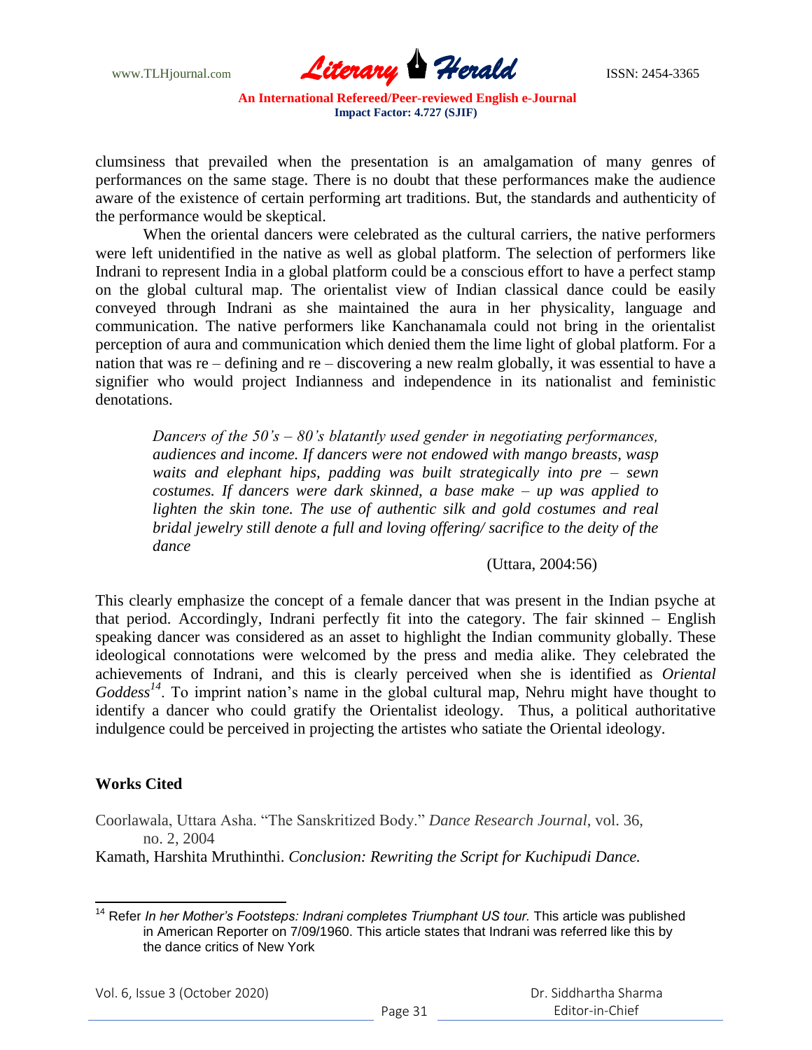clumsiness that prevailed when the presentation is an amalgamation of many genres of performances on the same stage. There is no doubt that these performances make the audience aware of the existence of certain performing art traditions. But, the standards and authenticity of the performance would be skeptical.

When the oriental dancers were celebrated as the cultural carriers, the native performers were left unidentified in the native as well as global platform. The selection of performers like Indrani to represent India in a global platform could be a conscious effort to have a perfect stamp on the global cultural map. The orientalist view of Indian classical dance could be easily conveyed through Indrani as she maintained the aura in her physicality, language and communication. The native performers like Kanchanamala could not bring in the orientalist perception of aura and communication which denied them the lime light of global platform. For a nation that was re – defining and re – discovering a new realm globally, it was essential to have a signifier who would project Indianness and independence in its nationalist and feministic denotations.

> *Dancers of the 50's – 80's blatantly used gender in negotiating performances, audiences and income. If dancers were not endowed with mango breasts, wasp waits and elephant hips, padding was built strategically into pre – sewn costumes. If dancers were dark skinned, a base make – up was applied to lighten the skin tone. The use of authentic silk and gold costumes and real bridal jewelry still denote a full and loving offering/ sacrifice to the deity of the dance*
>
> (Uttara, 2004:56)

This clearly emphasize the concept of a female dancer that was present in the Indian psyche at that period. Accordingly, Indrani perfectly fit into the category. The fair skinned – English speaking dancer was considered as an asset to highlight the Indian community globally. These ideological connotations were welcomed by the press and media alike. They celebrated the achievements of Indrani, and this is clearly perceived when she is identified as *Oriental Goddess*[14]. To imprint nation's name in the global cultural map, Nehru might have thought to identify a dancer who could gratify the Orientalist ideology. Thus, a political authoritative indulgence could be perceived in projecting the artistes who satiate the Oriental ideology.

## Works Cited

Coorlawala, Uttara Asha. "The Sanskritized Body." *Dance Research Journal*, vol. 36, no. 2, 2004

Kamath, Harshita Mruthinthi. *Conclusion: Rewriting the Script for Kuchipudi Dance.*

---

[14] Refer *In her Mother's Footsteps: Indrani completes Triumphant US tour.* This article was published in American Reporter on 7/09/1960. This article states that Indrani was referred like this by the dance critics of New York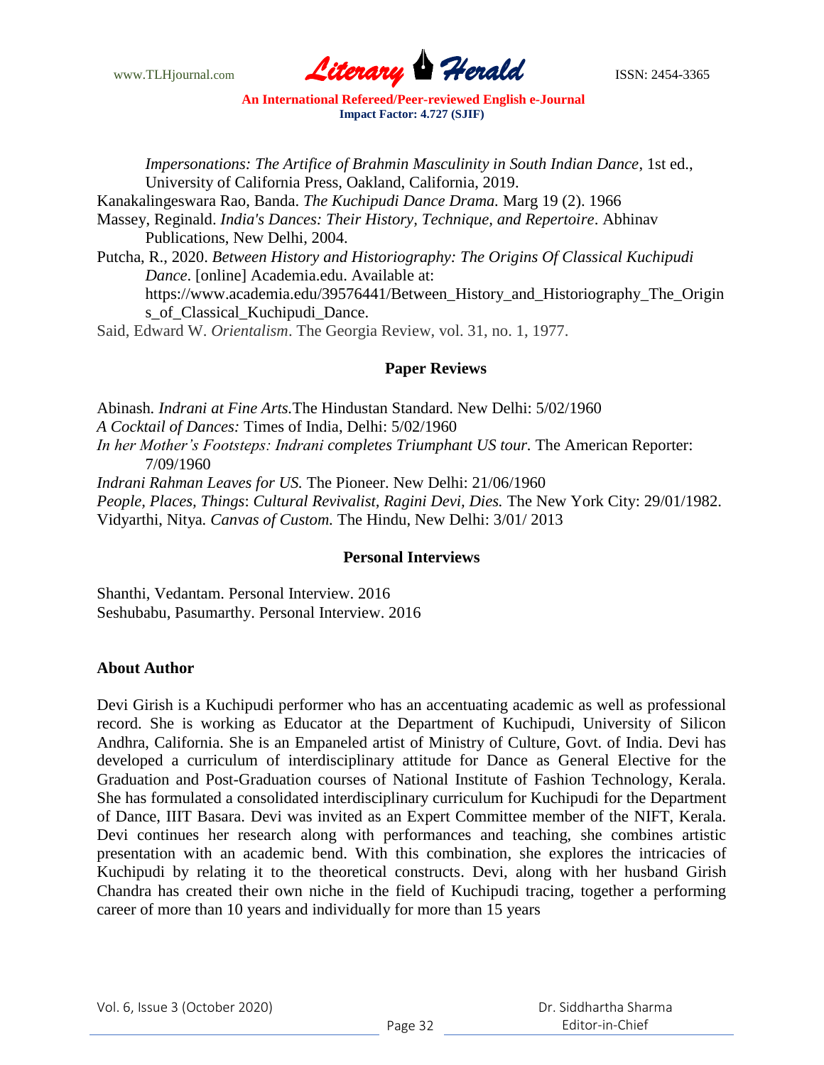*Impersonations: The Artifice of Brahmin Masculinity in South Indian Dance*, 1st ed., University of California Press, Oakland, California, 2019.

Kanakalingeswara Rao, Banda. *The Kuchipudi Dance Drama.* Marg 19 (2). 1966

Massey, Reginald. *India's Dances: Their History, Technique, and Repertoire*. Abhinav Publications, New Delhi, 2004.

Putcha, R., 2020. *Between History and Historiography: The Origins Of Classical Kuchipudi Dance*. [online] Academia.edu. Available at: https://www.academia.edu/39576441/Between_History_and_Historiography_The_Origins_of_Classical_Kuchipudi_Dance.

Said, Edward W. *Orientalism*. The Georgia Review, vol. 31, no. 1, 1977.

## Paper Reviews

Abinash. *Indrani at Fine Arts.*The Hindustan Standard. New Delhi: 5/02/1960

*A Cocktail of Dances:* Times of India, Delhi: 5/02/1960

*In her Mother's Footsteps: Indrani completes Triumphant US tour.* The American Reporter: 7/09/1960

*Indrani Rahman Leaves for US.* The Pioneer. New Delhi: 21/06/1960

*People, Places, Things*: *Cultural Revivalist, Ragini Devi, Dies.* The New York City: 29/01/1982.

Vidyarthi, Nitya. *Canvas of Custom.* The Hindu, New Delhi: 3/01/ 2013

## Personal Interviews

Shanthi, Vedantam. Personal Interview. 2016

Seshubabu, Pasumarthy. Personal Interview. 2016

## About Author

Devi Girish is a Kuchipudi performer who has an accentuating academic as well as professional record. She is working as Educator at the Department of Kuchipudi, University of Silicon Andhra, California. She is an Empaneled artist of Ministry of Culture, Govt. of India. Devi has developed a curriculum of interdisciplinary attitude for Dance as General Elective for the Graduation and Post-Graduation courses of National Institute of Fashion Technology, Kerala. She has formulated a consolidated interdisciplinary curriculum for Kuchipudi for the Department of Dance, IIIT Basara. Devi was invited as an Expert Committee member of the NIFT, Kerala. Devi continues her research along with performances and teaching, she combines artistic presentation with an academic bend. With this combination, she explores the intricacies of Kuchipudi by relating it to the theoretical constructs. Devi, along with her husband Girish Chandra has created their own niche in the field of Kuchipudi tracing, together a performing career of more than 10 years and individually for more than 15 years